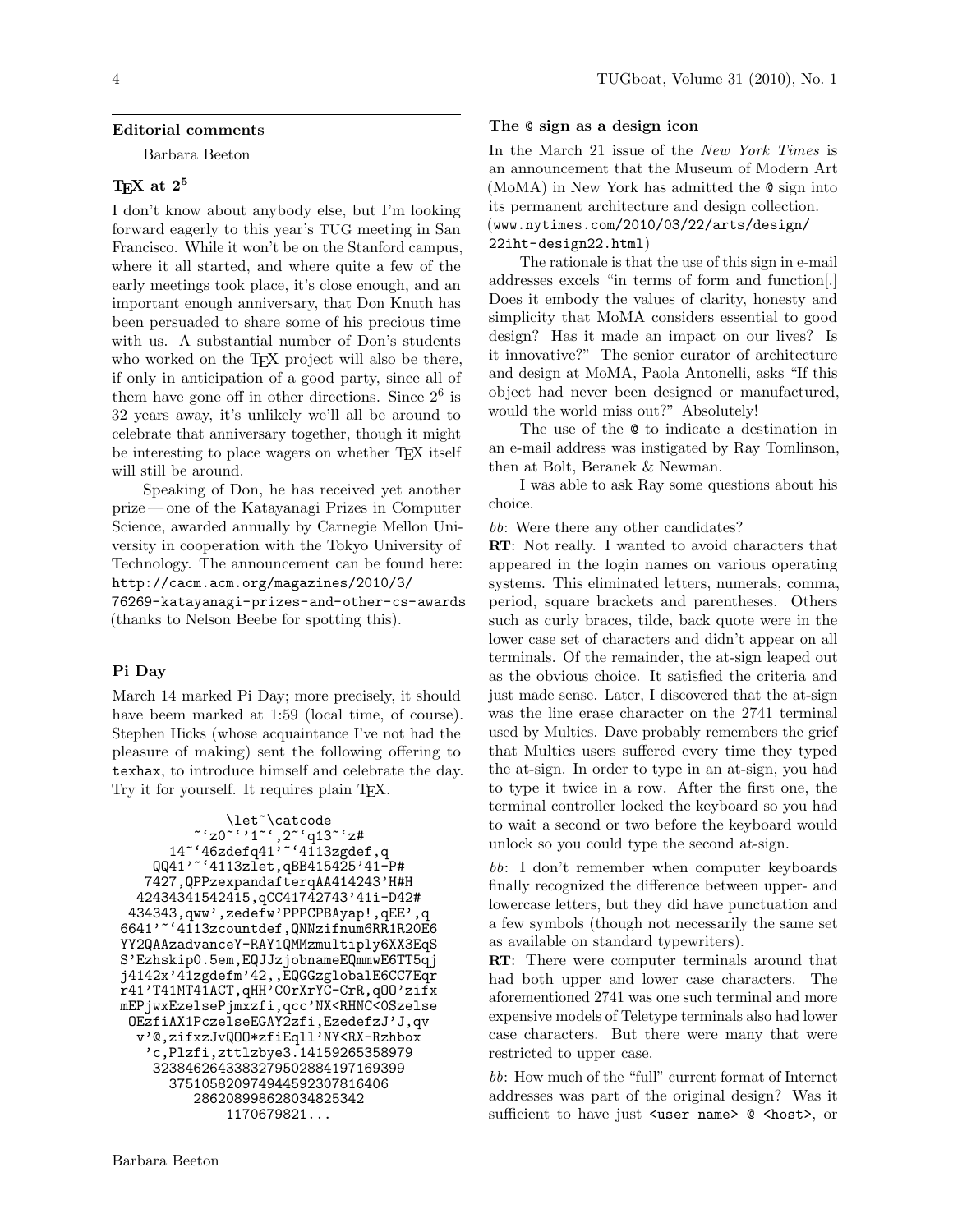## Editorial comments

Barbara Beeton

### TeX at $2^5$

I don't know about anybody else, but I'm looking forward eagerly to this year's TUG meeting in San Francisco. While it won't be on the Stanford campus, where it all started, and where quite a few of the early meetings took place, it's close enough, and an important enough anniversary, that Don Knuth has been persuaded to share some of his precious time with us. A substantial number of Don's students who worked on the TeX project will also be there, if only in anticipation of a good party, since all of them have gone off in other directions. Since $2^6$ is 32 years away, it's unlikely we'll all be around to celebrate that anniversary together, though it might be interesting to place wagers on whether TeX itself will still be around.

Speaking of Don, he has received yet another prize — one of the Katayanagi Prizes in Computer Science, awarded annually by Carnegie Mellon University in cooperation with the Tokyo University of Technology. The announcement can be found here: `http://cacm.acm.org/magazines/2010/3/76269-katayanagi-prizes-and-other-cs-awards` (thanks to Nelson Beebe for spotting this).

### Pi Day

March 14 marked Pi Day; more precisely, it should have beem marked at 1:59 (local time, of course). Stephen Hicks (whose acquaintance I've not had the pleasure of making) sent the following offering to `texhax`, to introduce himself and celebrate the day. Try it for yourself. It requires plain TeX.

```
\let~\catcode
~`z0~`'1~`,2~`q13~`z#
14~`46zdefq41'~`4113zgdef,q
QQ41'~`4113zlet,qBB415425'41-P#
7427,QPPzexpandafterqAA414243'H#H
42434341542415,qCC41742743'41i-D42#
434343,qww',zedefw'PPPCPBAyap!,qEE',q
6641'~`4113zcountdef,QNNzifnum6RR1R20E6
YY2QAAzadvanceY-RAY1QMMzmultiply6XX3EqS
S'Ezhskip0.5em,EQJJzjobnameEQmmwE6TT5qj
j4142x'41zgdefm'42,,EQGGzglobalE6CC7Eqr
r41'T41MT41ACT,qHH'COrXrYC-CrR,qOO'zifx
mEPjwxEzelsePjmxzfi,qcc'NX<RHNC<0Szelse
OEzfiAX1PczelseEGAY2zfi,EzedefzJ'J,qv
v'@,zifxzJvQOO*zfiEqll'NY<RX-Rzhbox
'c,Plzfi,zttlzbye3.14159265358979
32384626433832795028841971693993
75105820974944592307816406
286208998628034825342
1170679821...
```

### The @ sign as a design icon

In the March 21 issue of the *New York Times* is an announcement that the Museum of Modern Art (MoMA) in New York has admitted the @ sign into its permanent architecture and design collection. (`www.nytimes.com/2010/03/22/arts/design/22iht-design22.html`)

The rationale is that the use of this sign in e-mail addresses excels "in terms of form and function[.] Does it embody the values of clarity, honesty and simplicity that MoMA considers essential to good design? Has it made an impact on our lives? Is it innovative?" The senior curator of architecture and design at MoMA, Paola Antonelli, asks "If this object had never been designed or manufactured, would the world miss out?" Absolutely!

The use of the @ to indicate a destination in an e-mail address was instigated by Ray Tomlinson, then at Bolt, Beranek & Newman.

I was able to ask Ray some questions about his choice.

*bb*: Were there any other candidates?

**RT**: Not really. I wanted to avoid characters that appeared in the login names on various operating systems. This eliminated letters, numerals, comma, period, square brackets and parentheses. Others such as curly braces, tilde, back quote were in the lower case set of characters and didn't appear on all terminals. Of the remainder, the at-sign leaped out as the obvious choice. It satisfied the criteria and just made sense. Later, I discovered that the at-sign was the line erase character on the 2741 terminal used by Multics. Dave probably remembers the grief that Multics users suffered every time they typed the at-sign. In order to type in an at-sign, you had to type it twice in a row. After the first one, the terminal controller locked the keyboard so you had to wait a second or two before the keyboard would unlock so you could type the second at-sign.

*bb*: I don't remember when computer keyboards finally recognized the difference between upper- and lowercase letters, but they did have punctuation and a few symbols (though not necessarily the same set as available on standard typewriters).

**RT**: There were computer terminals around that had both upper and lower case characters. The aforementioned 2741 was one such terminal and more expensive models of Teletype terminals also had lower case characters. But there were many that were restricted to upper case.

*bb*: How much of the "full" current format of Internet addresses was part of the original design? Was it sufficient to have just `<user name> @ <host>`, or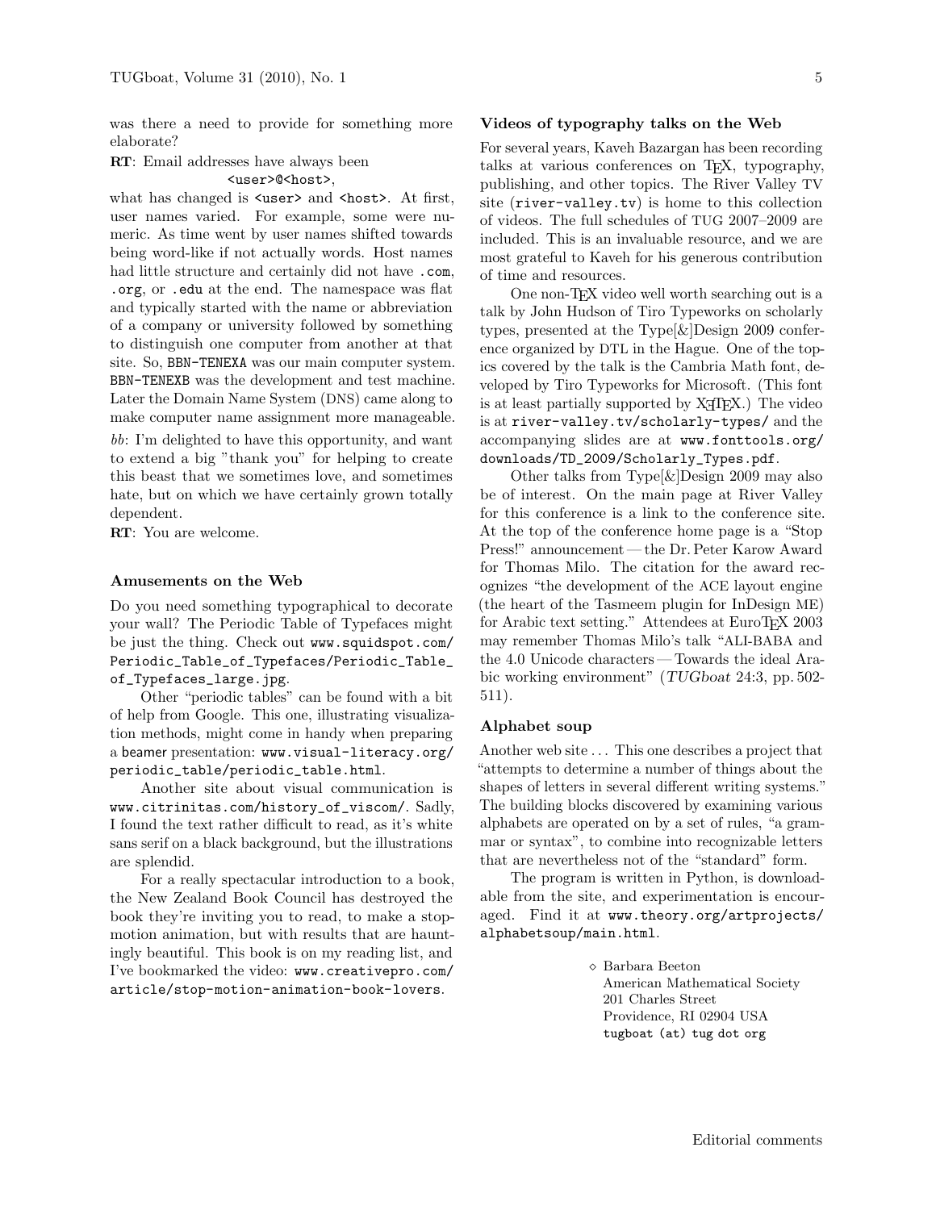was there a need to provide for something more elaborate?

**RT**: Email addresses have always been

`<user>@<host>`,

what has changed is `<user>` and `<host>`. At first, user names varied. For example, some were numeric. As time went by user names shifted towards being word-like if not actually words. Host names had little structure and certainly did not have `.com`, `.org`, or `.edu` at the end. The namespace was flat and typically started with the name or abbreviation of a company or university followed by something to distinguish one computer from another at that site. So, `BBN-TENEXA` was our main computer system. `BBN-TENEXB` was the development and test machine. Later the Domain Name System (DNS) came along to make computer name assignment more manageable.

*bb*: I'm delighted to have this opportunity, and want to extend a big "thank you" for helping to create this beast that we sometimes love, and sometimes hate, but on which we have certainly grown totally dependent.

**RT**: You are welcome.

### Amusements on the Web

Do you need something typographical to decorate your wall? The Periodic Table of Typefaces might be just the thing. Check out `www.squidspot.com/Periodic_Table_of_Typefaces/Periodic_Table_of_Typefaces_large.jpg`.

Other "periodic tables" can be found with a bit of help from Google. This one, illustrating visualization methods, might come in handy when preparing a beamer presentation: `www.visual-literacy.org/periodic_table/periodic_table.html`.

Another site about visual communication is `www.citrinitas.com/history_of_viscom/`. Sadly, I found the text rather difficult to read, as it's white sans serif on a black background, but the illustrations are splendid.

For a really spectacular introduction to a book, the New Zealand Book Council has destroyed the book they're inviting you to read, to make a stop-motion animation, but with results that are hauntingly beautiful. This book is on my reading list, and I've bookmarked the video: `www.creativepro.com/article/stop-motion-animation-book-lovers`.

### Videos of typography talks on the Web

For several years, Kaveh Bazargan has been recording talks at various conferences on TEX, typography, publishing, and other topics. The River Valley TV site (`river-valley.tv`) is home to this collection of videos. The full schedules of TUG 2007–2009 are included. This is an invaluable resource, and we are most grateful to Kaveh for his generous contribution of time and resources.

One non-TEX video well worth searching out is a talk by John Hudson of Tiro Typeworks on scholarly types, presented at the Type[&]Design 2009 conference organized by DTL in the Hague. One of the topics covered by the talk is the Cambria Math font, developed by Tiro Typeworks for Microsoft. (This font is at least partially supported by XeTEX.) The video is at `river-valley.tv/scholarly-types/` and the accompanying slides are at `www.fonttools.org/downloads/TD_2009/Scholarly_Types.pdf`.

Other talks from Type[&]Design 2009 may also be of interest. On the main page at River Valley for this conference is a link to the conference site. At the top of the conference home page is a "Stop Press!" announcement — the Dr. Peter Karow Award for Thomas Milo. The citation for the award recognizes "the development of the ACE layout engine (the heart of the Tasmeem plugin for InDesign ME) for Arabic text setting." Attendees at EuroTEX 2003 may remember Thomas Milo's talk "ALI-BABA and the 4.0 Unicode characters — Towards the ideal Arabic working environment" (*TUGboat* 24:3, pp. 502-511).

### Alphabet soup

Another web site ... This one describes a project that "attempts to determine a number of things about the shapes of letters in several different writing systems." The building blocks discovered by examining various alphabets are operated on by a set of rules, "a grammar or syntax", to combine into recognizable letters that are nevertheless not of the "standard" form.

The program is written in Python, is downloadable from the site, and experimentation is encouraged. Find it at `www.theory.org/artprojects/alphabetsoup/main.html`.

◇ Barbara Beeton
American Mathematical Society
201 Charles Street
Providence, RI 02904 USA
`tugboat (at) tug dot org`